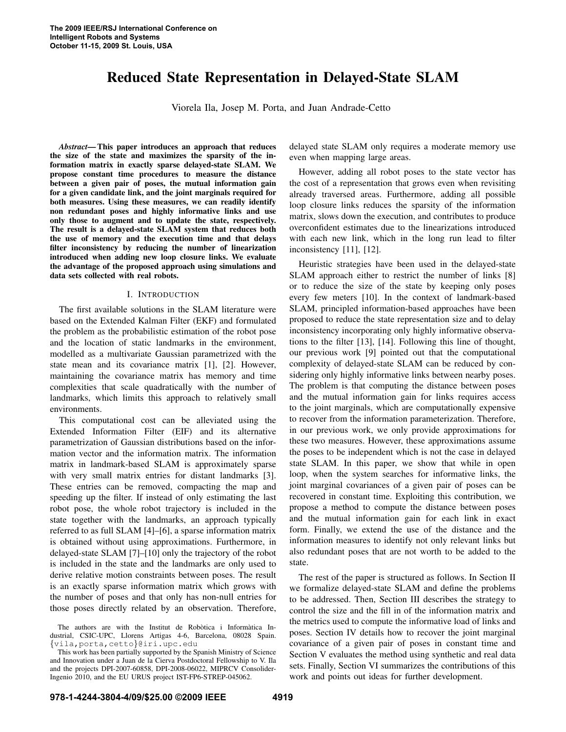# Reduced State Representation in Delayed-State SLAM

Viorela Ila, Josep M. Porta, and Juan Andrade-Cetto

***Abstract*— This paper introduces an approach that reduces the size of the state and maximizes the sparsity of the information matrix in exactly sparse delayed-state SLAM. We propose constant time procedures to measure the distance between a given pair of poses, the mutual information gain for a given candidate link, and the joint marginals required for both measures. Using these measures, we can readily identify non redundant poses and highly informative links and use only those to augment and to update the state, respectively. The result is a delayed-state SLAM system that reduces both the use of memory and the execution time and that delays filter inconsistency by reducing the number of linearization introduced when adding new loop closure links. We evaluate the advantage of the proposed approach using simulations and data sets collected with real robots.**

## I. Introduction

The first available solutions in the SLAM literature were based on the Extended Kalman Filter (EKF) and formulated the problem as the probabilistic estimation of the robot pose and the location of static landmarks in the environment, modelled as a multivariate Gaussian parametrized with the state mean and its covariance matrix [1], [2]. However, maintaining the covariance matrix has memory and time complexities that scale quadratically with the number of landmarks, which limits this approach to relatively small environments.

This computational cost can be alleviated using the Extended Information Filter (EIF) and its alternative parametrization of Gaussian distributions based on the information vector and the information matrix. The information matrix in landmark-based SLAM is approximately sparse with very small matrix entries for distant landmarks [3]. These entries can be removed, compacting the map and speeding up the filter. If instead of only estimating the last robot pose, the whole robot trajectory is included in the state together with the landmarks, an approach typically referred to as full SLAM [4]–[6], a sparse information matrix is obtained without using approximations. Furthermore, in delayed-state SLAM [7]–[10] only the trajectory of the robot is included in the state and the landmarks are only used to derive relative motion constraints between poses. The result is an exactly sparse information matrix which grows with the number of poses and that only has non-null entries for those poses directly related by an observation. Therefore, delayed state SLAM only requires a moderate memory use even when mapping large areas.

However, adding all robot poses to the state vector has the cost of a representation that grows even when revisiting already traversed areas. Furthermore, adding all possible loop closure links reduces the sparsity of the information matrix, slows down the execution, and contributes to produce overconfident estimates due to the linearizations introduced with each new link, which in the long run lead to filter inconsistency [11], [12].

Heuristic strategies have been used in the delayed-state SLAM approach either to restrict the number of links [8] or to reduce the size of the state by keeping only poses every few meters [10]. In the context of landmark-based SLAM, principled information-based approaches have been proposed to reduce the state representation size and to delay inconsistency incorporating only highly informative observations to the filter [13], [14]. Following this line of thought, our previous work [9] pointed out that the computational complexity of delayed-state SLAM can be reduced by considering only highly informative links between nearby poses. The problem is that computing the distance between poses and the mutual information gain for links requires access to the joint marginals, which are computationally expensive to recover from the information parameterization. Therefore, in our previous work, we only provide approximations for these two measures. However, these approximations assume the poses to be independent which is not the case in delayed state SLAM. In this paper, we show that while in open loop, when the system searches for informative links, the joint marginal covariances of a given pair of poses can be recovered in constant time. Exploiting this contribution, we propose a method to compute the distance between poses and the mutual information gain for each link in exact form. Finally, we extend the use of the distance and the information measures to identify not only relevant links but also redundant poses that are not worth to be added to the state.

The rest of the paper is structured as follows. In Section II we formalize delayed-state SLAM and define the problems to be addressed. Then, Section III describes the strategy to control the size and the fill in of the information matrix and the metrics used to compute the informative load of links and poses. Section IV details how to recover the joint marginal covariance of a given pair of poses in constant time and Section V evaluates the method using synthetic and real data sets. Finally, Section VI summarizes the contributions of this work and points out ideas for further development.

The authors are with the Institut de Robòtica i Informàtica Industrial, CSIC-UPC, Llorens Artigas 4-6, Barcelona, 08028 Spain. {vila,porta,cetto}@iri.upc.edu

This work has been partially supported by the Spanish Ministry of Science and Innovation under a Juan de la Cierva Postdoctoral Fellowship to V. Ila and the projects DPI-2007-60858, DPI-2008-06022, MIPRCV Consolider-Ingenio 2010, and the EU URUS project IST-FP6-STREP-045062.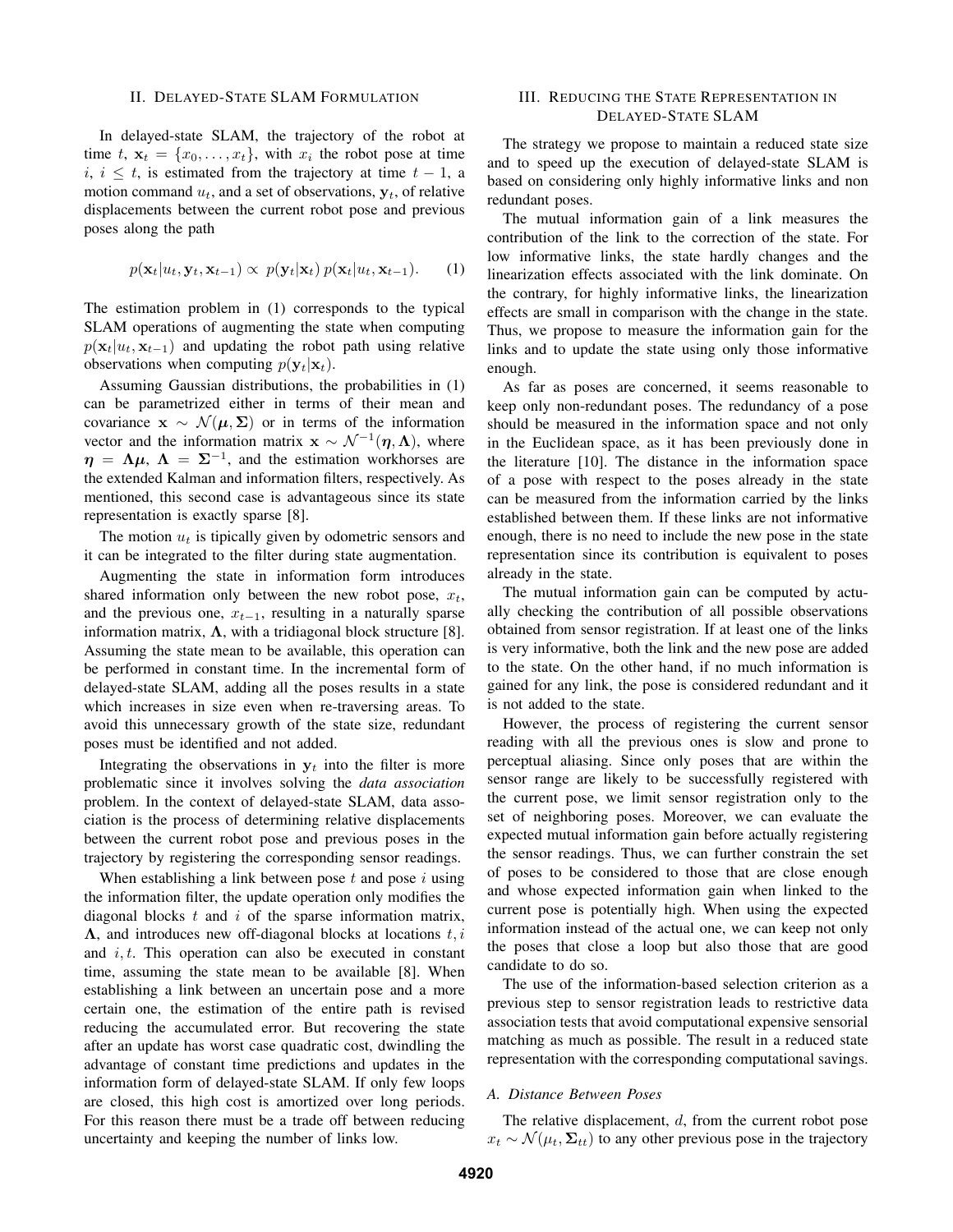## II. Delayed-State SLAM Formulation

In delayed-state SLAM, the trajectory of the robot at time $t$, $\mathbf{x}_t = \{x_0, \ldots, x_t\}$, with $x_i$ the robot pose at time $i$, $i \leq t$, is estimated from the trajectory at time $t-1$, a motion command $u_t$, and a set of observations, $\mathbf{y}_t$, of relative displacements between the current robot pose and previous poses along the path

$$p(\mathbf{x}_t | u_t, \mathbf{y}_t, \mathbf{x}_{t-1}) \propto p(\mathbf{y}_t | \mathbf{x}_t)\, p(\mathbf{x}_t | u_t, \mathbf{x}_{t-1}). \quad (1)$$

The estimation problem in (1) corresponds to the typical SLAM operations of augmenting the state when computing $p(\mathbf{x}_t | u_t, \mathbf{x}_{t-1})$ and updating the robot path using relative observations when computing $p(\mathbf{y}_t | \mathbf{x}_t)$.

Assuming Gaussian distributions, the probabilities in (1) can be parametrized either in terms of their mean and covariance $\mathbf{x} \sim \mathcal{N}(\boldsymbol{\mu}, \boldsymbol{\Sigma})$ or in terms of the information vector and the information matrix $\mathbf{x} \sim \mathcal{N}^{-1}(\boldsymbol{\eta}, \boldsymbol{\Lambda})$, where $\boldsymbol{\eta} = \boldsymbol{\Lambda}\boldsymbol{\mu}$, $\boldsymbol{\Lambda} = \boldsymbol{\Sigma}^{-1}$, and the estimation workhorses are the extended Kalman and information filters, respectively. As mentioned, this second case is advantageous since its state representation is exactly sparse [8].

The motion $u_t$ is tipically given by odometric sensors and it can be integrated to the filter during state augmentation.

Augmenting the state in information form introduces shared information only between the new robot pose, $x_t$, and the previous one, $x_{t-1}$, resulting in a naturally sparse information matrix, $\boldsymbol{\Lambda}$, with a tridiagonal block structure [8]. Assuming the state mean to be available, this operation can be performed in constant time. In the incremental form of delayed-state SLAM, adding all the poses results in a state which increases in size even when re-traversing areas. To avoid this unnecessary growth of the state size, redundant poses must be identified and not added.

Integrating the observations in $\mathbf{y}_t$ into the filter is more problematic since it involves solving the *data association* problem. In the context of delayed-state SLAM, data association is the process of determining relative displacements between the current robot pose and previous poses in the trajectory by registering the corresponding sensor readings.

When establishing a link between pose $t$ and pose $i$ using the information filter, the update operation only modifies the diagonal blocks $t$ and $i$ of the sparse information matrix, $\boldsymbol{\Lambda}$, and introduces new off-diagonal blocks at locations $t, i$ and $i, t$. This operation can also be executed in constant time, assuming the state mean to be available [8]. When establishing a link between an uncertain pose and a more certain one, the estimation of the entire path is revised reducing the accumulated error. But recovering the state after an update has worst case quadratic cost, dwindling the advantage of constant time predictions and updates in the information form of delayed-state SLAM. If only few loops are closed, this high cost is amortized over long periods. For this reason there must be a trade off between reducing uncertainty and keeping the number of links low.

## III. Reducing the State Representation in Delayed-State SLAM

The strategy we propose to maintain a reduced state size and to speed up the execution of delayed-state SLAM is based on considering only highly informative links and non redundant poses.

The mutual information gain of a link measures the contribution of the link to the correction of the state. For low informative links, the state hardly changes and the linearization effects associated with the link dominate. On the contrary, for highly informative links, the linearization effects are small in comparison with the change in the state. Thus, we propose to measure the information gain for the links and to update the state using only those informative enough.

As far as poses are concerned, it seems reasonable to keep only non-redundant poses. The redundancy of a pose should be measured in the information space and not only in the Euclidean space, as it has been previously done in the literature [10]. The distance in the information space of a pose with respect to the poses already in the state can be measured from the information carried by the links established between them. If these links are not informative enough, there is no need to include the new pose in the state representation since its contribution is equivalent to poses already in the state.

The mutual information gain can be computed by actually checking the contribution of all possible observations obtained from sensor registration. If at least one of the links is very informative, both the link and the new pose are added to the state. On the other hand, if no much information is gained for any link, the pose is considered redundant and it is not added to the state.

However, the process of registering the current sensor reading with all the previous ones is slow and prone to perceptual aliasing. Since only poses that are within the sensor range are likely to be successfully registered with the current pose, we limit sensor registration only to the set of neighboring poses. Moreover, we can evaluate the expected mutual information gain before actually registering the sensor readings. Thus, we can further constrain the set of poses to be considered to those that are close enough and whose expected information gain when linked to the current pose is potentially high. When using the expected information instead of the actual one, we can keep not only the poses that close a loop but also those that are good candidate to do so.

The use of the information-based selection criterion as a previous step to sensor registration leads to restrictive data association tests that avoid computational expensive sensorial matching as much as possible. The result in a reduced state representation with the corresponding computational savings.

### A. Distance Between Poses

The relative displacement, $d$, from the current robot pose $x_t \sim \mathcal{N}(\mu_t, \boldsymbol{\Sigma}_{tt})$ to any other previous pose in the trajectory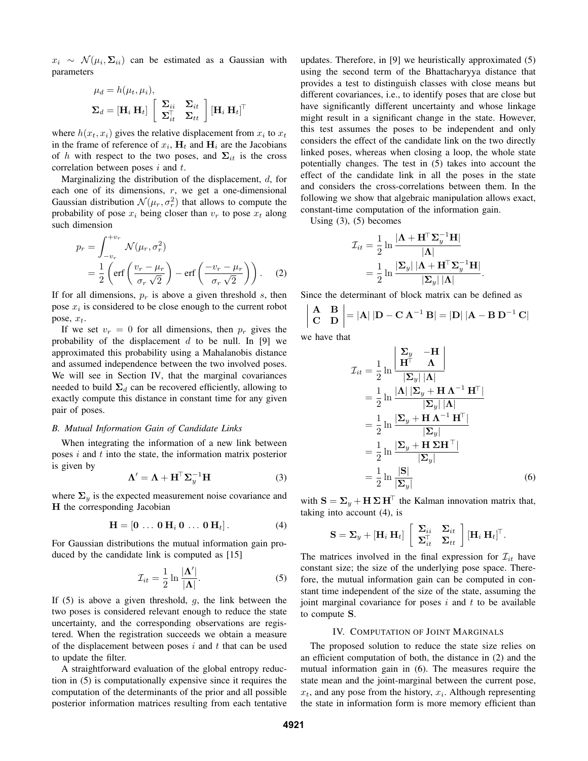$x_i \sim \mathcal{N}(\mu_i, \boldsymbol{\Sigma}_{ii})$ can be estimated as a Gaussian with parameters

$$
\begin{aligned}
\mu_d &= h(\mu_t, \mu_i), \\
\boldsymbol{\Sigma}_d &= [\mathbf{H}_i \; \mathbf{H}_t] \begin{bmatrix} \boldsymbol{\Sigma}_{ii} & \boldsymbol{\Sigma}_{it} \\ \boldsymbol{\Sigma}_{it}^\top & \boldsymbol{\Sigma}_{tt} \end{bmatrix} [\mathbf{H}_i \; \mathbf{H}_t]^\top
\end{aligned}
$$

where $h(x_t, x_i)$ gives the relative displacement from $x_i$ to $x_t$ in the frame of reference of $x_i$, $\mathbf{H}_t$ and $\mathbf{H}_i$ are the Jacobians of $h$ with respect to the two poses, and $\boldsymbol{\Sigma}_{it}$ is the cross correlation between poses $i$ and $t$.

Marginalizing the distribution of the displacement, $d$, for each one of its dimensions, $r$, we get a one-dimensional Gaussian distribution $\mathcal{N}(\mu_r, \sigma_r^2)$ that allows to compute the probability of pose $x_i$ being closer than $v_r$ to pose $x_t$ along such dimension

$$
\begin{aligned}
p_r &= \int_{-v_r}^{+v_r} \mathcal{N}(\mu_r, \sigma_r^2) \\
&= \frac{1}{2}\left( \operatorname{erf}\left(\frac{v_r - \mu_r}{\sigma_r \sqrt{2}}\right) - \operatorname{erf}\left(\frac{-v_r - \mu_r}{\sigma_r \sqrt{2}}\right) \right). \quad (2)
\end{aligned}
$$

If for all dimensions, $p_r$ is above a given threshold $s$, then pose $x_i$ is considered to be close enough to the current robot pose, $x_t$.

If we set $v_r = 0$ for all dimensions, then $p_r$ gives the probability of the displacement $d$ to be null. In [9] we approximated this probability using a Mahalanobis distance and assumed independence between the two involved poses. We will see in Section IV, that the marginal covariances needed to build $\boldsymbol{\Sigma}_d$ can be recovered efficiently, allowing to exactly compute this distance in constant time for any given pair of poses.

### B. Mutual Information Gain of Candidate Links

When integrating the information of a new link between poses $i$ and $t$ into the state, the information matrix posterior is given by

$$
\boldsymbol{\Lambda}' = \boldsymbol{\Lambda} + \mathbf{H}^\top \boldsymbol{\Sigma}_y^{-1} \mathbf{H} \quad (3)
$$

where $\boldsymbol{\Sigma}_y$ is the expected measurement noise covariance and $\mathbf{H}$ the corresponding Jacobian

$$
\mathbf{H} = [\mathbf{0} \, \ldots \, \mathbf{0} \, \mathbf{H}_i \, \mathbf{0} \, \ldots \, \mathbf{0} \, \mathbf{H}_t]. \quad (4)
$$

For Gaussian distributions the mutual information gain produced by the candidate link is computed as [15]

$$
\mathcal{I}_{it} = \frac{1}{2} \ln \frac{|\boldsymbol{\Lambda}'|}{|\boldsymbol{\Lambda}|}. \quad (5)
$$

If (5) is above a given threshold, $g$, the link between the two poses is considered relevant enough to reduce the state uncertainty, and the corresponding observations are registered. When the registration succeeds we obtain a measure of the displacement between poses $i$ and $t$ that can be used to update the filter.

A straightforward evaluation of the global entropy reduction in (5) is computationally expensive since it requires the computation of the determinants of the prior and all possible posterior information matrices resulting from each tentative updates. Therefore, in [9] we heuristically approximated (5) using the second term of the Bhattacharyya distance that provides a test to distinguish classes with close means but different covariances, i.e., to identify poses that are close but have significantly different uncertainty and whose linkage might result in a significant change in the state. However, this test assumes the poses to be independent and only considers the effect of the candidate link on the two directly linked poses, whereas when closing a loop, the whole state potentially changes. The test in (5) takes into account the effect of the candidate link in all the poses in the state and considers the cross-correlations between them. In the following we show that algebraic manipulation allows exact, constant-time computation of the information gain.

Using (3), (5) becomes

$$
\begin{aligned}
\mathcal{I}_{it} &= \frac{1}{2} \ln \frac{|\boldsymbol{\Lambda} + \mathbf{H}^\top \boldsymbol{\Sigma}_y^{-1} \mathbf{H}|}{|\boldsymbol{\Lambda}|} \\
&= \frac{1}{2} \ln \frac{|\boldsymbol{\Sigma}_y| \, |\boldsymbol{\Lambda} + \mathbf{H}^\top \boldsymbol{\Sigma}_y^{-1} \mathbf{H}|}{|\boldsymbol{\Sigma}_y| \, |\boldsymbol{\Lambda}|}.
\end{aligned}
$$

Since the determinant of block matrix can be defined as

$$
\begin{vmatrix} \mathbf{A} & \mathbf{B} \\ \mathbf{C} & \mathbf{D} \end{vmatrix} = |\mathbf{A}| \, |\mathbf{D} - \mathbf{C} \, \mathbf{A}^{-1} \, \mathbf{B}| = |\mathbf{D}| \, |\mathbf{A} - \mathbf{B} \, \mathbf{D}^{-1} \, \mathbf{C}|
$$

we have that

$$
\begin{aligned}
\mathcal{I}_{it} &= \frac{1}{2} \ln \frac{\begin{vmatrix} \boldsymbol{\Sigma}_y & -\mathbf{H} \\ \mathbf{H}^\top & \boldsymbol{\Lambda} \end{vmatrix}}{|\boldsymbol{\Sigma}_y| \, |\boldsymbol{\Lambda}|} \\
&= \frac{1}{2} \ln \frac{|\boldsymbol{\Lambda}| \, |\boldsymbol{\Sigma}_y + \mathbf{H} \, \boldsymbol{\Lambda}^{-1} \, \mathbf{H}^\top|}{|\boldsymbol{\Sigma}_y| \, |\boldsymbol{\Lambda}|} \\
&= \frac{1}{2} \ln \frac{|\boldsymbol{\Sigma}_y + \mathbf{H} \, \boldsymbol{\Lambda}^{-1} \, \mathbf{H}^\top|}{|\boldsymbol{\Sigma}_y|} \\
&= \frac{1}{2} \ln \frac{|\boldsymbol{\Sigma}_y + \mathbf{H} \, \boldsymbol{\Sigma} \mathbf{H}^\top|}{|\boldsymbol{\Sigma}_y|} \\
&= \frac{1}{2} \ln \frac{|\mathbf{S}|}{|\boldsymbol{\Sigma}_y|} \quad (6)
\end{aligned}
$$

with $\mathbf{S} = \boldsymbol{\Sigma}_y + \mathbf{H} \, \boldsymbol{\Sigma} \, \mathbf{H}^\top$ the Kalman innovation matrix that, taking into account (4), is

$$
\mathbf{S} = \boldsymbol{\Sigma}_y + [\mathbf{H}_i \; \mathbf{H}_t] \begin{bmatrix} \boldsymbol{\Sigma}_{ii} & \boldsymbol{\Sigma}_{it} \\ \boldsymbol{\Sigma}_{it}^\top & \boldsymbol{\Sigma}_{tt} \end{bmatrix} [\mathbf{H}_i \; \mathbf{H}_t]^\top.
$$

The matrices involved in the final expression for $\mathcal{I}_{it}$ have constant size; the size of the underlying pose space. Therefore, the mutual information gain can be computed in constant time independent of the size of the state, assuming the joint marginal covariance for poses $i$ and $t$ to be available to compute $\mathbf{S}$.

## IV. Computation of Joint Marginals

The proposed solution to reduce the state size relies on an efficient computation of both, the distance in (2) and the mutual information gain in (6). The measures require the state mean and the joint-marginal between the current pose, $x_t$, and any pose from the history, $x_i$. Although representing the state in information form is more memory efficient than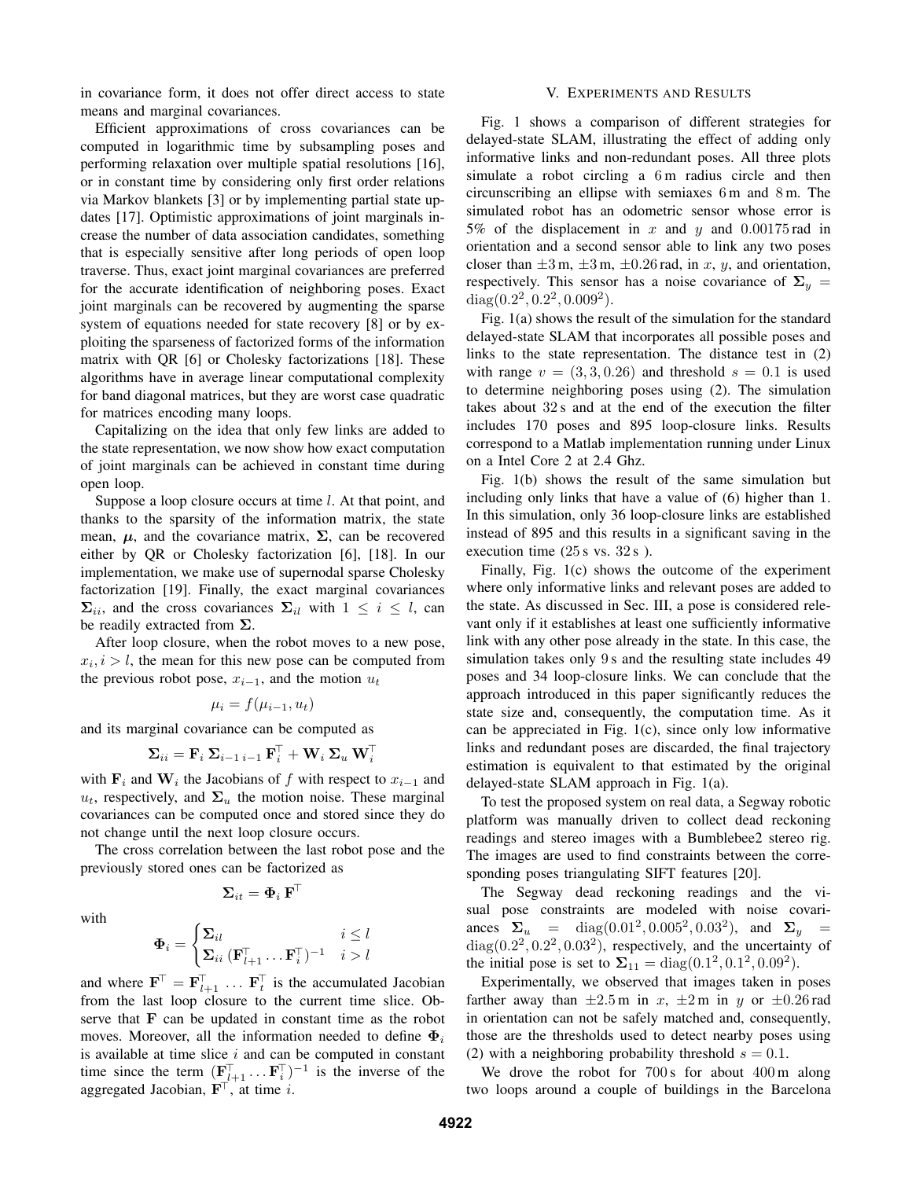in covariance form, it does not offer direct access to state means and marginal covariances.

Efficient approximations of cross covariances can be computed in logarithmic time by subsampling poses and performing relaxation over multiple spatial resolutions [16], or in constant time by considering only first order relations via Markov blankets [3] or by implementing partial state updates [17]. Optimistic approximations of joint marginals increase the number of data association candidates, something that is especially sensitive after long periods of open loop traverse. Thus, exact joint marginal covariances are preferred for the accurate identification of neighboring poses. Exact joint marginals can be recovered by augmenting the sparse system of equations needed for state recovery [8] or by exploiting the sparseness of factorized forms of the information matrix with QR [6] or Cholesky factorizations [18]. These algorithms have in average linear computational complexity for band diagonal matrices, but they are worst case quadratic for matrices encoding many loops.

Capitalizing on the idea that only few links are added to the state representation, we now show how exact computation of joint marginals can be achieved in constant time during open loop.

Suppose a loop closure occurs at time $l$. At that point, and thanks to the sparsity of the information matrix, the state mean, $\boldsymbol{\mu}$, and the covariance matrix, $\boldsymbol{\Sigma}$, can be recovered either by QR or Cholesky factorization [6], [18]. In our implementation, we make use of supernodal sparse Cholesky factorization [19]. Finally, the exact marginal covariances $\boldsymbol{\Sigma}_{ii}$, and the cross covariances $\boldsymbol{\Sigma}_{il}$ with $1 \leq i \leq l$, can be readily extracted from $\boldsymbol{\Sigma}$.

After loop closure, when the robot moves to a new pose, $x_i, i > l$, the mean for this new pose can be computed from the previous robot pose, $x_{i-1}$, and the motion $u_t$

$$\mu_i = f(\mu_{i-1}, u_t)$$

and its marginal covariance can be computed as

$$\boldsymbol{\Sigma}_{ii} = \mathbf{F}_i\, \boldsymbol{\Sigma}_{i-1\, i-1}\, \mathbf{F}_i^\top + \mathbf{W}_i\, \boldsymbol{\Sigma}_u\, \mathbf{W}_i^\top$$

with $\mathbf{F}_i$ and $\mathbf{W}_i$ the Jacobians of $f$ with respect to $x_{i-1}$ and $u_t$, respectively, and $\boldsymbol{\Sigma}_u$ the motion noise. These marginal covariances can be computed once and stored since they do not change until the next loop closure occurs.

The cross correlation between the last robot pose and the previously stored ones can be factorized as

$$\boldsymbol{\Sigma}_{it} = \boldsymbol{\Phi}_i\, \mathbf{F}^\top$$

with

$$\boldsymbol{\Phi}_i = \begin{cases} \boldsymbol{\Sigma}_{il} & i \leq l \\ \boldsymbol{\Sigma}_{ii}\, (\mathbf{F}_{l+1}^\top \ldots \mathbf{F}_i^\top)^{-1} & i > l \end{cases}$$

and where $\mathbf{F}^\top = \mathbf{F}_{l+1}^\top\, \ldots\, \mathbf{F}_t^\top$ is the accumulated Jacobian from the last loop closure to the current time slice. Observe that $\mathbf{F}$ can be updated in constant time as the robot moves. Moreover, all the information needed to define $\boldsymbol{\Phi}_i$ is available at time slice $i$ and can be computed in constant time since the term $(\mathbf{F}_{l+1}^\top \ldots \mathbf{F}_i^\top)^{-1}$ is the inverse of the aggregated Jacobian, $\mathbf{F}^\top$, at time $i$.

## V. Experiments and Results

Fig. 1 shows a comparison of different strategies for delayed-state SLAM, illustrating the effect of adding only informative links and non-redundant poses. All three plots simulate a robot circling a 6 m radius circle and then circunscribing an ellipse with semiaxes 6 m and 8 m. The simulated robot has an odometric sensor whose error is 5% of the displacement in $x$ and $y$ and 0.00175 rad in orientation and a second sensor able to link any two poses closer than $\pm 3$ m, $\pm 3$ m, $\pm 0.26$ rad, in $x$, $y$, and orientation, respectively. This sensor has a noise covariance of $\boldsymbol{\Sigma}_y = \text{diag}(0.2^2, 0.2^2, 0.009^2)$.

Fig. 1(a) shows the result of the simulation for the standard delayed-state SLAM that incorporates all possible poses and links to the state representation. The distance test in (2) with range $v = (3, 3, 0.26)$ and threshold $s = 0.1$ is used to determine neighboring poses using (2). The simulation takes about 32 s and at the end of the execution the filter includes 170 poses and 895 loop-closure links. Results correspond to a Matlab implementation running under Linux on a Intel Core 2 at 2.4 Ghz.

Fig. 1(b) shows the result of the same simulation but including only links that have a value of (6) higher than 1. In this simulation, only 36 loop-closure links are established instead of 895 and this results in a significant saving in the execution time (25 s vs. 32 s ).

Finally, Fig. 1(c) shows the outcome of the experiment where only informative links and relevant poses are added to the state. As discussed in Sec. III, a pose is considered relevant only if it establishes at least one sufficiently informative link with any other pose already in the state. In this case, the simulation takes only 9 s and the resulting state includes 49 poses and 34 loop-closure links. We can conclude that the approach introduced in this paper significantly reduces the state size and, consequently, the computation time. As it can be appreciated in Fig. 1(c), since only low informative links and redundant poses are discarded, the final trajectory estimation is equivalent to that estimated by the original delayed-state SLAM approach in Fig. 1(a).

To test the proposed system on real data, a Segway robotic platform was manually driven to collect dead reckoning readings and stereo images with a Bumblebee2 stereo rig. The images are used to find constraints between the corresponding poses triangulating SIFT features [20].

The Segway dead reckoning readings and the visual pose constraints are modeled with noise covariances $\boldsymbol{\Sigma}_u = \text{diag}(0.01^2, 0.005^2, 0.03^2)$, and $\boldsymbol{\Sigma}_y = \text{diag}(0.2^2, 0.2^2, 0.03^2)$, respectively, and the uncertainty of the initial pose is set to $\boldsymbol{\Sigma}_{11} = \text{diag}(0.1^2, 0.1^2, 0.09^2)$.

Experimentally, we observed that images taken in poses farther away than $\pm 2.5$ m in $x$, $\pm 2$ m in $y$ or $\pm 0.26$ rad in orientation can not be safely matched and, consequently, those are the thresholds used to detect nearby poses using (2) with a neighboring probability threshold $s = 0.1$.

We drove the robot for 700 s for about 400 m along two loops around a couple of buildings in the Barcelona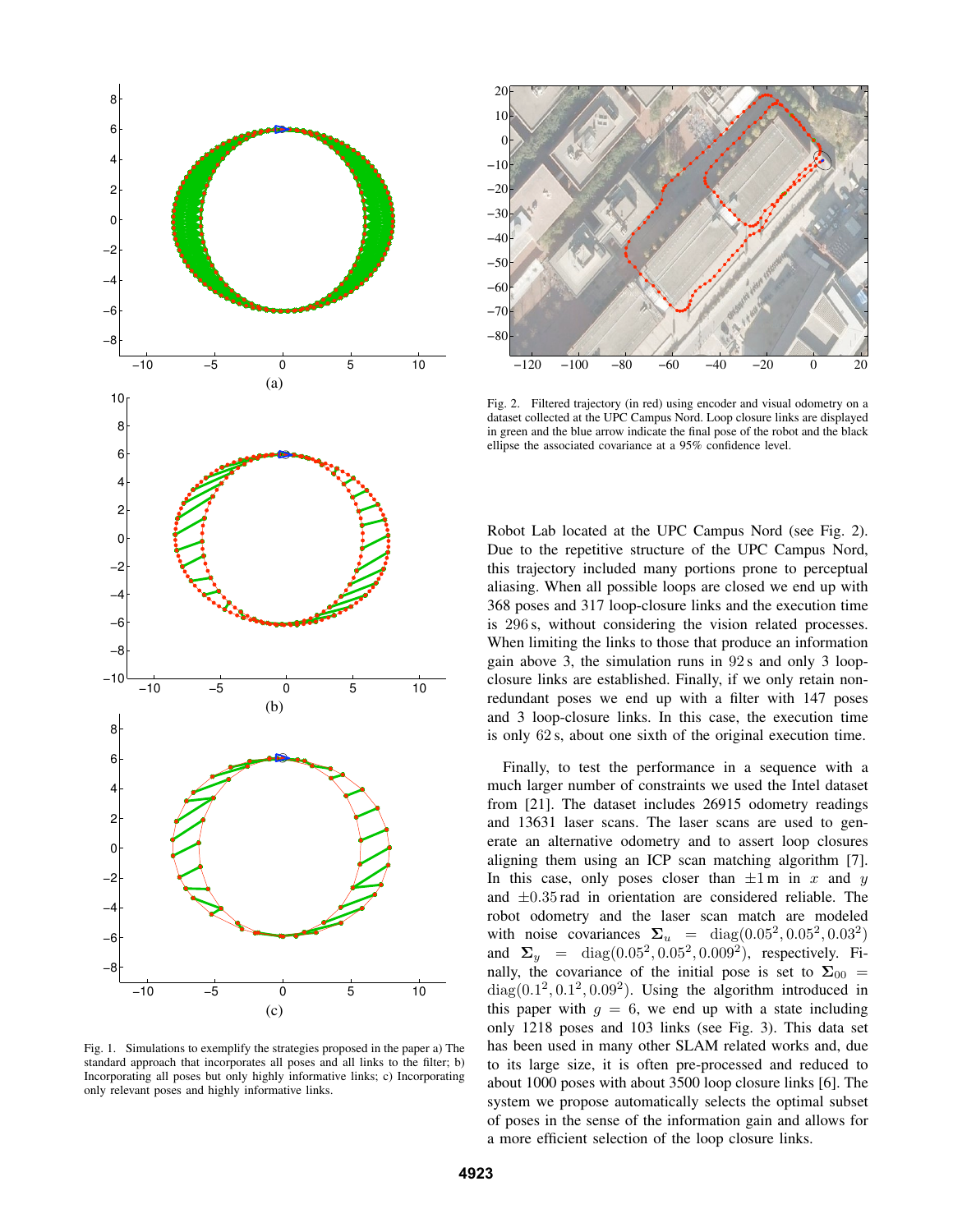Fig. 1. Simulations to exemplify the strategies proposed in the paper a) The standard approach that incorporates all poses and all links to the filter; b) Incorporating all poses but only highly informative links; c) Incorporating only relevant poses and highly informative links.

Fig. 2. Filtered trajectory (in red) using encoder and visual odometry on a dataset collected at the UPC Campus Nord. Loop closure links are displayed in green and the blue arrow indicate the final pose of the robot and the black ellipse the associated covariance at a 95% confidence level.

Robot Lab located at the UPC Campus Nord (see Fig. 2). Due to the repetitive structure of the UPC Campus Nord, this trajectory included many portions prone to perceptual aliasing. When all possible loops are closed we end up with 368 poses and 317 loop-closure links and the execution time is 296 s, without considering the vision related processes. When limiting the links to those that produce an information gain above 3, the simulation runs in 92 s and only 3 loop-closure links are established. Finally, if we only retain non-redundant poses we end up with a filter with 147 poses and 3 loop-closure links. In this case, the execution time is only 62 s, about one sixth of the original execution time.

Finally, to test the performance in a sequence with a much larger number of constraints we used the Intel dataset from [21]. The dataset includes 26915 odometry readings and 13631 laser scans. The laser scans are used to generate an alternative odometry and to assert loop closures aligning them using an ICP scan matching algorithm [7]. In this case, only poses closer than $\pm 1$ m in $x$ and $y$ and $\pm 0.35$ rad in orientation are considered reliable. The robot odometry and the laser scan match are modeled with noise covariances $\mathbf{\Sigma}_u = \text{diag}(0.05^2, 0.05^2, 0.03^2)$ and $\mathbf{\Sigma}_y = \text{diag}(0.05^2, 0.05^2, 0.009^2)$, respectively. Finally, the covariance of the initial pose is set to $\mathbf{\Sigma}_{00} = \text{diag}(0.1^2, 0.1^2, 0.09^2)$. Using the algorithm introduced in this paper with $g = 6$, we end up with a state including only 1218 poses and 103 links (see Fig. 3). This data set has been used in many other SLAM related works and, due to its large size, it is often pre-processed and reduced to about 1000 poses with about 3500 loop closure links [6]. The system we propose automatically selects the optimal subset of poses in the sense of the information gain and allows for a more efficient selection of the loop closure links.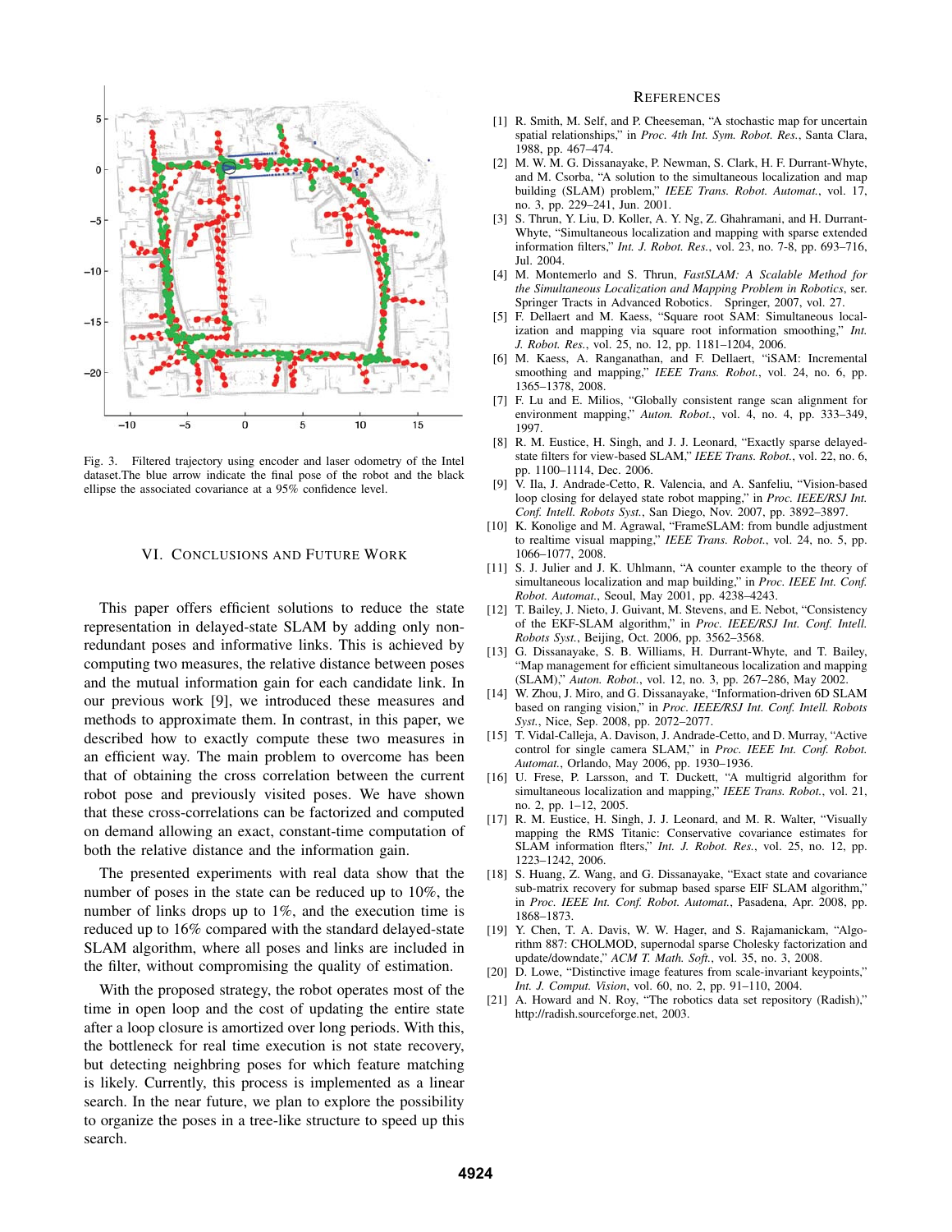5
0
−5
−10
−15
−20
−10
−5
0
5
10
15

Fig. 3. Filtered trajectory using encoder and laser odometry of the Intel dataset.The blue arrow indicate the final pose of the robot and the black ellipse the associated covariance at a 95% confidence level.

## VI. Conclusions and Future Work

This paper offers efficient solutions to reduce the state representation in delayed-state SLAM by adding only non-redundant poses and informative links. This is achieved by computing two measures, the relative distance between poses and the mutual information gain for each candidate link. In our previous work [9], we introduced these measures and methods to approximate them. In contrast, in this paper, we described how to exactly compute these two measures in an efficient way. The main problem to overcome has been that of obtaining the cross correlation between the current robot pose and previously visited poses. We have shown that these cross-correlations can be factorized and computed on demand allowing an exact, constant-time computation of both the relative distance and the information gain.

The presented experiments with real data show that the number of poses in the state can be reduced up to 10%, the number of links drops up to 1%, and the execution time is reduced up to 16% compared with the standard delayed-state SLAM algorithm, where all poses and links are included in the filter, without compromising the quality of estimation.

With the proposed strategy, the robot operates most of the time in open loop and the cost of updating the entire state after a loop closure is amortized over long periods. With this, the bottleneck for real time execution is not state recovery, but detecting neighbring poses for which feature matching is likely. Currently, this process is implemented as a linear search. In the near future, we plan to explore the possibility to organize the poses in a tree-like structure to speed up this search.

## References

[1] R. Smith, M. Self, and P. Cheeseman, "A stochastic map for uncertain spatial relationships," in *Proc. 4th Int. Sym. Robot. Res.*, Santa Clara, 1988, pp. 467–474.

[2] M. W. M. G. Dissanayake, P. Newman, S. Clark, H. F. Durrant-Whyte, and M. Csorba, "A solution to the simultaneous localization and map building (SLAM) problem," *IEEE Trans. Robot. Automat.*, vol. 17, no. 3, pp. 229–241, Jun. 2001.

[3] S. Thrun, Y. Liu, D. Koller, A. Y. Ng, Z. Ghahramani, and H. Durrant-Whyte, "Simultaneous localization and mapping with sparse extended information filters," *Int. J. Robot. Res.*, vol. 23, no. 7-8, pp. 693–716, Jul. 2004.

[4] M. Montemerlo and S. Thrun, *FastSLAM: A Scalable Method for the Simultaneous Localization and Mapping Problem in Robotics*, ser. Springer Tracts in Advanced Robotics. Springer, 2007, vol. 27.

[5] F. Dellaert and M. Kaess, "Square root SAM: Simultaneous localization and mapping via square root information smoothing," *Int. J. Robot. Res.*, vol. 25, no. 12, pp. 1181–1204, 2006.

[6] M. Kaess, A. Ranganathan, and F. Dellaert, "iSAM: Incremental smoothing and mapping," *IEEE Trans. Robot.*, vol. 24, no. 6, pp. 1365–1378, 2008.

[7] F. Lu and E. Milios, "Globally consistent range scan alignment for environment mapping," *Auton. Robot.*, vol. 4, no. 4, pp. 333–349, 1997.

[8] R. M. Eustice, H. Singh, and J. J. Leonard, "Exactly sparse delayed-state filters for view-based SLAM," *IEEE Trans. Robot.*, vol. 22, no. 6, pp. 1100–1114, Dec. 2006.

[9] V. Ila, J. Andrade-Cetto, R. Valencia, and A. Sanfeliu, "Vision-based loop closing for delayed state robot mapping," in *Proc. IEEE/RSJ Int. Conf. Intell. Robots Syst.*, San Diego, Nov. 2007, pp. 3892–3897.

[10] K. Konolige and M. Agrawal, "FrameSLAM: from bundle adjustment to realtime visual mapping," *IEEE Trans. Robot.*, vol. 24, no. 5, pp. 1066–1077, 2008.

[11] S. J. Julier and J. K. Uhlmann, "A counter example to the theory of simultaneous localization and map building," in *Proc. IEEE Int. Conf. Robot. Automat.*, Seoul, May 2001, pp. 4238–4243.

[12] T. Bailey, J. Nieto, J. Guivant, M. Stevens, and E. Nebot, "Consistency of the EKF-SLAM algorithm," in *Proc. IEEE/RSJ Int. Conf. Intell. Robots Syst.*, Beijing, Oct. 2006, pp. 3562–3568.

[13] G. Dissanayake, S. B. Williams, H. Durrant-Whyte, and T. Bailey, "Map management for efficient simultaneous localization and mapping (SLAM)," *Auton. Robot.*, vol. 12, no. 3, pp. 267–286, May 2002.

[14] W. Zhou, J. Miro, and G. Dissanayake, "Information-driven 6D SLAM based on ranging vision," in *Proc. IEEE/RSJ Int. Conf. Intell. Robots Syst.*, Nice, Sep. 2008, pp. 2072–2077.

[15] T. Vidal-Calleja, A. Davison, J. Andrade-Cetto, and D. Murray, "Active control for single camera SLAM," in *Proc. IEEE Int. Conf. Robot. Automat.*, Orlando, May 2006, pp. 1930–1936.

[16] U. Frese, P. Larsson, and T. Duckett, "A multigrid algorithm for simultaneous localization and mapping," *IEEE Trans. Robot.*, vol. 21, no. 2, pp. 1–12, 2005.

[17] R. M. Eustice, H. Singh, J. J. Leonard, and M. R. Walter, "Visually mapping the RMS Titanic: Conservative covariance estimates for SLAM information flters," *Int. J. Robot. Res.*, vol. 25, no. 12, pp. 1223–1242, 2006.

[18] S. Huang, Z. Wang, and G. Dissanayake, "Exact state and covariance sub-matrix recovery for submap based sparse EIF SLAM algorithm," in *Proc. IEEE Int. Conf. Robot. Automat.*, Pasadena, Apr. 2008, pp. 1868–1873.

[19] Y. Chen, T. A. Davis, W. W. Hager, and S. Rajamanickam, "Algorithm 887: CHOLMOD, supernodal sparse Cholesky factorization and update/downdate," *ACM T. Math. Soft.*, vol. 35, no. 3, 2008.

[20] D. Lowe, "Distinctive image features from scale-invariant keypoints," *Int. J. Comput. Vision*, vol. 60, no. 2, pp. 91–110, 2004.

[21] A. Howard and N. Roy, "The robotics data set repository (Radish)," http://radish.sourceforge.net, 2003.